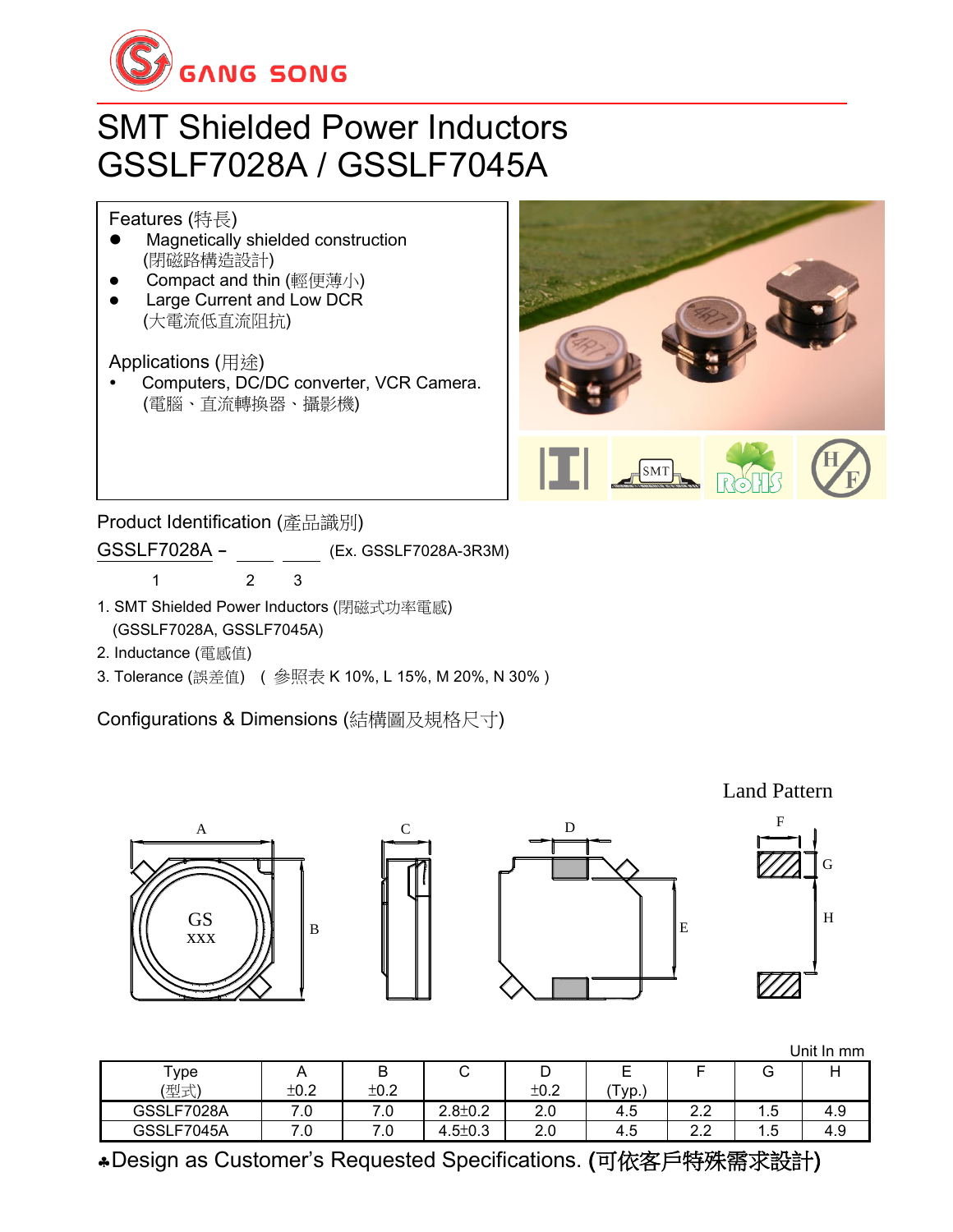GANG SONG

# SMT Shielded Power Inductors
# GSSLF7028A / GSSLF7045A

Features (特長)

- Magnetically shielded construction (閉磁路構造設計)
- Compact and thin (輕便薄小)
- Large Current and Low DCR (大電流低直流阻抗)

Applications (用途)

- Computers, DC/DC converter, VCR Camera. (電腦、直流轉換器、攝影機)

Product Identification (產品識別)

GSSLF7028A – ____ ____ (Ex. GSSLF7028A-3R3M)

1 2 3

1. SMT Shielded Power Inductors (閉磁式功率電感) (GSSLF7028A, GSSLF7045A)
2. Inductance (電感值)
3. Tolerance (誤差值) ( 參照表 K 10%, L 15%, M 20%, N 30% )

Configurations & Dimensions (結構圖及規格尺寸)

Land Pattern

Unit In mm

| Type (型式) | A ±0.2 | B ±0.2 | C | D ±0.2 | E (Typ.) | F | G | H |
|---|---|---|---|---|---|---|---|---|
| GSSLF7028A | 7.0 | 7.0 | 2.8±0.2 | 2.0 | 4.5 | 2.2 | 1.5 | 4.9 |
| GSSLF7045A | 7.0 | 7.0 | 4.5±0.3 | 2.0 | 4.5 | 2.2 | 1.5 | 4.9 |

♣Design as Customer's Requested Specifications. (可依客戶特殊需求設計)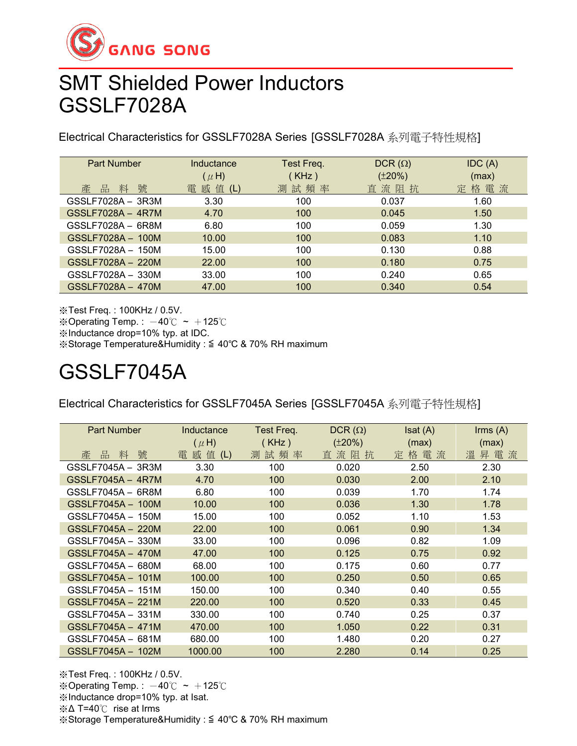GANG SONG

# SMT Shielded Power Inductors GSSLF7028A

Electrical Characteristics for GSSLF7028A Series [GSSLF7028A 系列電子特性規格]

| Part Number<br>產 品 料 號 | Inductance<br>( μ H)<br>電 感 值 (L) | Test Freq.<br>( KHz )<br>測 試 頻 率 | DCR (Ω)<br>(±20%)<br>直 流 阻 抗 | IDC (A)<br>(max)<br>定 格 電 流 |
|---|---|---|---|---|
| GSSLF7028A – 3R3M | 3.30 | 100 | 0.037 | 1.60 |
| GSSLF7028A – 4R7M | 4.70 | 100 | 0.045 | 1.50 |
| GSSLF7028A – 6R8M | 6.80 | 100 | 0.059 | 1.30 |
| GSSLF7028A – 100M | 10.00 | 100 | 0.083 | 1.10 |
| GSSLF7028A – 150M | 15.00 | 100 | 0.130 | 0.88 |
| GSSLF7028A – 220M | 22.00 | 100 | 0.180 | 0.75 |
| GSSLF7028A – 330M | 33.00 | 100 | 0.240 | 0.65 |
| GSSLF7028A – 470M | 47.00 | 100 | 0.340 | 0.54 |

※Test Freq. : 100KHz / 0.5V.
※Operating Temp. : －40℃ ~ ＋125℃
※Inductance drop=10% typ. at IDC.
※Storage Temperature&Humidity : ≦ 40℃ & 70% RH maximum

# GSSLF7045A

Electrical Characteristics for GSSLF7045A Series [GSSLF7045A 系列電子特性規格]

| Part Number<br>產 品 料 號 | Inductance<br>( μ H)<br>電 感 值 (L) | Test Freq.<br>( KHz )<br>測 試 頻 率 | DCR (Ω)<br>(±20%)<br>直 流 阻 抗 | Isat (A)<br>(max)<br>定 格 電 流 | Irms (A)<br>(max)<br>溫 昇 電 流 |
|---|---|---|---|---|---|
| GSSLF7045A – 3R3M | 3.30 | 100 | 0.020 | 2.50 | 2.30 |
| GSSLF7045A – 4R7M | 4.70 | 100 | 0.030 | 2.00 | 2.10 |
| GSSLF7045A – 6R8M | 6.80 | 100 | 0.039 | 1.70 | 1.74 |
| GSSLF7045A – 100M | 10.00 | 100 | 0.036 | 1.30 | 1.78 |
| GSSLF7045A – 150M | 15.00 | 100 | 0.052 | 1.10 | 1.53 |
| GSSLF7045A – 220M | 22.00 | 100 | 0.061 | 0.90 | 1.34 |
| GSSLF7045A – 330M | 33.00 | 100 | 0.096 | 0.82 | 1.09 |
| GSSLF7045A – 470M | 47.00 | 100 | 0.125 | 0.75 | 0.92 |
| GSSLF7045A – 680M | 68.00 | 100 | 0.175 | 0.60 | 0.77 |
| GSSLF7045A – 101M | 100.00 | 100 | 0.250 | 0.50 | 0.65 |
| GSSLF7045A – 151M | 150.00 | 100 | 0.340 | 0.40 | 0.55 |
| GSSLF7045A – 221M | 220.00 | 100 | 0.520 | 0.33 | 0.45 |
| GSSLF7045A – 331M | 330.00 | 100 | 0.740 | 0.25 | 0.37 |
| GSSLF7045A – 471M | 470.00 | 100 | 1.050 | 0.22 | 0.31 |
| GSSLF7045A – 681M | 680.00 | 100 | 1.480 | 0.20 | 0.27 |
| GSSLF7045A – 102M | 1000.00 | 100 | 2.280 | 0.14 | 0.25 |

※Test Freq. : 100KHz / 0.5V.
※Operating Temp. : －40℃ ~ ＋125℃
※Inductance drop=10% typ. at Isat.
※Δ T=40℃ rise at Irms
※Storage Temperature&Humidity : ≦ 40℃ & 70% RH maximum